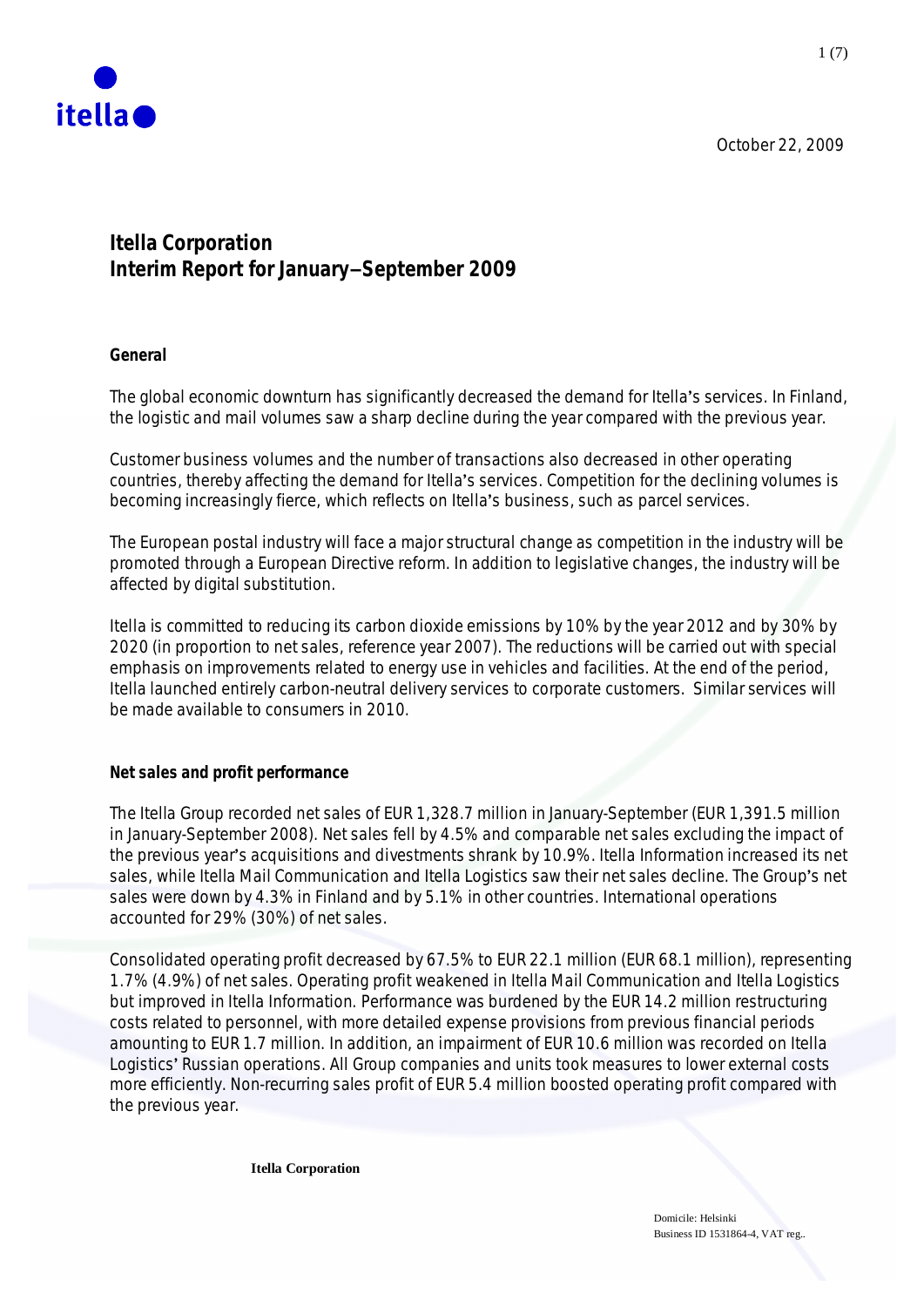October 22, 2009

# Itella Corporation
# Interim Report for January–September 2009

## General

The global economic downturn has significantly decreased the demand for Itella's services. In Finland, the logistic and mail volumes saw a sharp decline during the year compared with the previous year.

Customer business volumes and the number of transactions also decreased in other operating countries, thereby affecting the demand for Itella's services. Competition for the declining volumes is becoming increasingly fierce, which reflects on Itella's business, such as parcel services.

The European postal industry will face a major structural change as competition in the industry will be promoted through a European Directive reform. In addition to legislative changes, the industry will be affected by digital substitution.

Itella is committed to reducing its carbon dioxide emissions by 10% by the year 2012 and by 30% by 2020 (in proportion to net sales, reference year 2007). The reductions will be carried out with special emphasis on improvements related to energy use in vehicles and facilities. At the end of the period, Itella launched entirely carbon-neutral delivery services to corporate customers. Similar services will be made available to consumers in 2010.

## Net sales and profit performance

The Itella Group recorded net sales of EUR 1,328.7 million in January-September (EUR 1,391.5 million in January-September 2008). Net sales fell by 4.5% and comparable net sales excluding the impact of the previous year's acquisitions and divestments shrank by 10.9%. Itella Information increased its net sales, while Itella Mail Communication and Itella Logistics saw their net sales decline. The Group's net sales were down by 4.3% in Finland and by 5.1% in other countries. International operations accounted for 29% (30%) of net sales.

Consolidated operating profit decreased by 67.5% to EUR 22.1 million (EUR 68.1 million), representing 1.7% (4.9%) of net sales. Operating profit weakened in Itella Mail Communication and Itella Logistics but improved in Itella Information. Performance was burdened by the EUR 14.2 million restructuring costs related to personnel, with more detailed expense provisions from previous financial periods amounting to EUR 1.7 million. In addition, an impairment of EUR 10.6 million was recorded on Itella Logistics' Russian operations. All Group companies and units took measures to lower external costs more efficiently. Non-recurring sales profit of EUR 5.4 million boosted operating profit compared with the previous year.

**Itella Corporation**

Domicile: Helsinki
Business ID 1531864-4, VAT reg..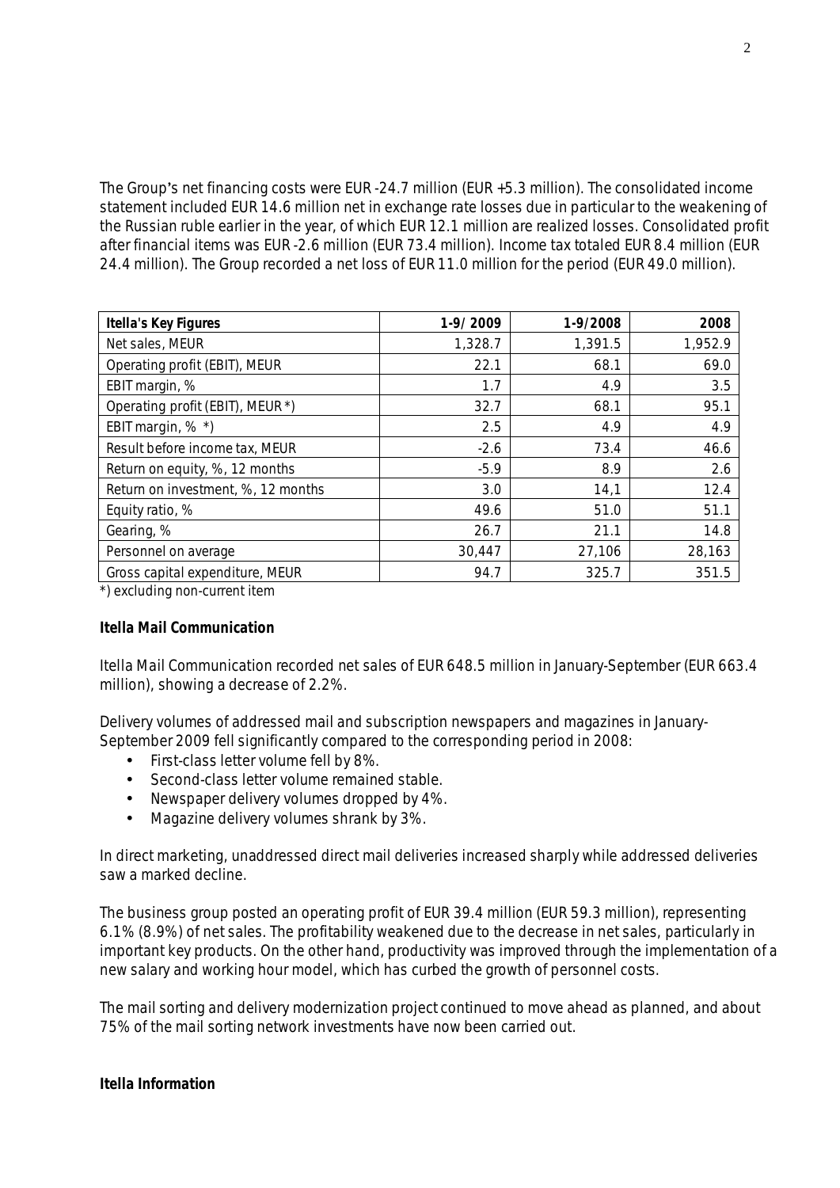The Group's net financing costs were EUR -24.7 million (EUR +5.3 million). The consolidated income statement included EUR 14.6 million net in exchange rate losses due in particular to the weakening of the Russian ruble earlier in the year, of which EUR 12.1 million are realized losses. Consolidated profit after financial items was EUR -2.6 million (EUR 73.4 million). Income tax totaled EUR 8.4 million (EUR 24.4 million). The Group recorded a net loss of EUR 11.0 million for the period (EUR 49.0 million).

| Itella's Key Figures | 1-9/ 2009 | 1-9/2008 | 2008 |
|---|---|---|---|
| Net sales, MEUR | 1,328.7 | 1,391.5 | 1,952.9 |
| Operating profit (EBIT), MEUR | 22.1 | 68.1 | 69.0 |
| EBIT margin, % | 1.7 | 4.9 | 3.5 |
| Operating profit (EBIT), MEUR *) | 32.7 | 68.1 | 95.1 |
| EBIT margin, % *) | 2.5 | 4.9 | 4.9 |
| Result before income tax, MEUR | -2.6 | 73.4 | 46.6 |
| Return on equity, %, 12 months | -5.9 | 8.9 | 2.6 |
| Return on investment, %, 12 months | 3.0 | 14,1 | 12.4 |
| Equity ratio, % | 49.6 | 51.0 | 51.1 |
| Gearing, % | 26.7 | 21.1 | 14.8 |
| Personnel on average | 30,447 | 27,106 | 28,163 |
| Gross capital expenditure, MEUR | 94.7 | 325.7 | 351.5 |

*) excluding non-current item

**Itella Mail Communication**

Itella Mail Communication recorded net sales of EUR 648.5 million in January-September (EUR 663.4 million), showing a decrease of 2.2%.

Delivery volumes of addressed mail and subscription newspapers and magazines in January-September 2009 fell significantly compared to the corresponding period in 2008:

- First-class letter volume fell by 8%.
- Second-class letter volume remained stable.
- Newspaper delivery volumes dropped by 4%.
- Magazine delivery volumes shrank by 3%.

In direct marketing, unaddressed direct mail deliveries increased sharply while addressed deliveries saw a marked decline.

The business group posted an operating profit of EUR 39.4 million (EUR 59.3 million), representing 6.1% (8.9%) of net sales. The profitability weakened due to the decrease in net sales, particularly in important key products. On the other hand, productivity was improved through the implementation of a new salary and working hour model, which has curbed the growth of personnel costs.

The mail sorting and delivery modernization project continued to move ahead as planned, and about 75% of the mail sorting network investments have now been carried out.

**Itella Information**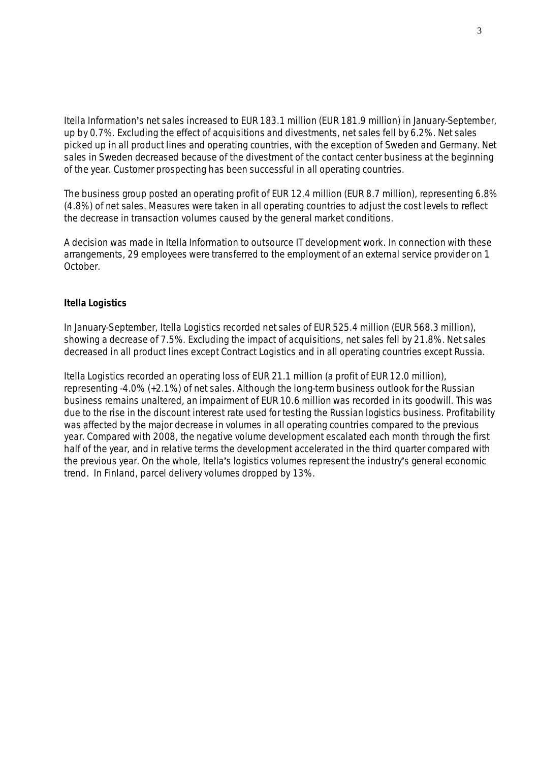Itella Information's net sales increased to EUR 183.1 million (EUR 181.9 million) in January-September, up by 0.7%. Excluding the effect of acquisitions and divestments, net sales fell by 6.2%. Net sales picked up in all product lines and operating countries, with the exception of Sweden and Germany. Net sales in Sweden decreased because of the divestment of the contact center business at the beginning of the year. Customer prospecting has been successful in all operating countries.

The business group posted an operating profit of EUR 12.4 million (EUR 8.7 million), representing 6.8% (4.8%) of net sales. Measures were taken in all operating countries to adjust the cost levels to reflect the decrease in transaction volumes caused by the general market conditions.

A decision was made in Itella Information to outsource IT development work. In connection with these arrangements, 29 employees were transferred to the employment of an external service provider on 1 October.

**Itella Logistics**

In January-September, Itella Logistics recorded net sales of EUR 525.4 million (EUR 568.3 million), showing a decrease of 7.5%. Excluding the impact of acquisitions, net sales fell by 21.8%. Net sales decreased in all product lines except Contract Logistics and in all operating countries except Russia.

Itella Logistics recorded an operating loss of EUR 21.1 million (a profit of EUR 12.0 million), representing -4.0% (+2.1%) of net sales. Although the long-term business outlook for the Russian business remains unaltered, an impairment of EUR 10.6 million was recorded in its goodwill. This was due to the rise in the discount interest rate used for testing the Russian logistics business. Profitability was affected by the major decrease in volumes in all operating countries compared to the previous year. Compared with 2008, the negative volume development escalated each month through the first half of the year, and in relative terms the development accelerated in the third quarter compared with the previous year. On the whole, Itella's logistics volumes represent the industry's general economic trend. In Finland, parcel delivery volumes dropped by 13%.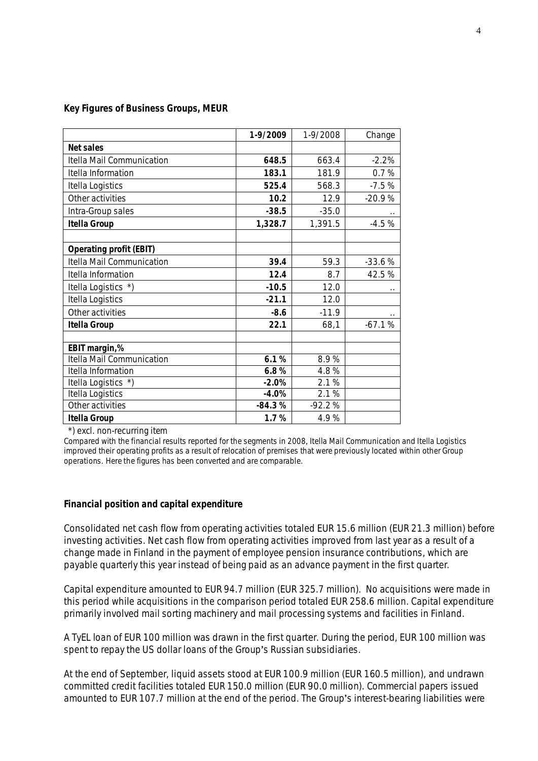**Key Figures of Business Groups, MEUR**

| | 1-9/2009 | 1-9/2008 | Change |
|---|---|---|---|
| **Net sales** | | | |
| Itella Mail Communication | **648.5** | 663.4 | -2.2% |
| Itella Information | **183.1** | 181.9 | 0.7 % |
| Itella Logistics | **525.4** | 568.3 | -7.5 % |
| Other activities | **10.2** | 12.9 | -20.9 % |
| Intra-Group sales | **-38.5** | -35.0 | .. |
| **Itella Group** | **1,328.7** | 1,391.5 | -4.5 % |
| | | | |
| **Operating profit (EBIT)** | | | |
| Itella Mail Communication | **39.4** | 59.3 | -33.6 % |
| Itella Information | **12.4** | 8.7 | 42.5 % |
| Itella Logistics *) | **-10.5** | 12.0 | .. |
| Itella Logistics | **-21.1** | 12.0 | |
| Other activities | **-8.6** | -11.9 | .. |
| **Itella Group** | **22.1** | 68,1 | -67.1 % |
| | | | |
| **EBIT margin,%** | | | |
| Itella Mail Communication | **6.1 %** | 8.9 % | |
| Itella Information | **6.8 %** | 4.8 % | |
| Itella Logistics *) | **-2.0%** | 2.1 % | |
| Itella Logistics | **-4.0%** | 2.1 % | |
| Other activities | **-84.3 %** | -92.2 % | |
| **Itella Group** | **1.7 %** | 4.9 % | |

*) excl. non-recurring item

Compared with the financial results reported for the segments in 2008, Itella Mail Communication and Itella Logistics improved their operating profits as a result of relocation of premises that were previously located within other Group operations. Here the figures has been converted and are comparable.

**Financial position and capital expenditure**

Consolidated net cash flow from operating activities totaled EUR 15.6 million (EUR 21.3 million) before investing activities. Net cash flow from operating activities improved from last year as a result of a change made in Finland in the payment of employee pension insurance contributions, which are payable quarterly this year instead of being paid as an advance payment in the first quarter.

Capital expenditure amounted to EUR 94.7 million (EUR 325.7 million). No acquisitions were made in this period while acquisitions in the comparison period totaled EUR 258.6 million. Capital expenditure primarily involved mail sorting machinery and mail processing systems and facilities in Finland.

A TyEL loan of EUR 100 million was drawn in the first quarter. During the period, EUR 100 million was spent to repay the US dollar loans of the Group's Russian subsidiaries.

At the end of September, liquid assets stood at EUR 100.9 million (EUR 160.5 million), and undrawn committed credit facilities totaled EUR 150.0 million (EUR 90.0 million). Commercial papers issued amounted to EUR 107.7 million at the end of the period. The Group's interest-bearing liabilities were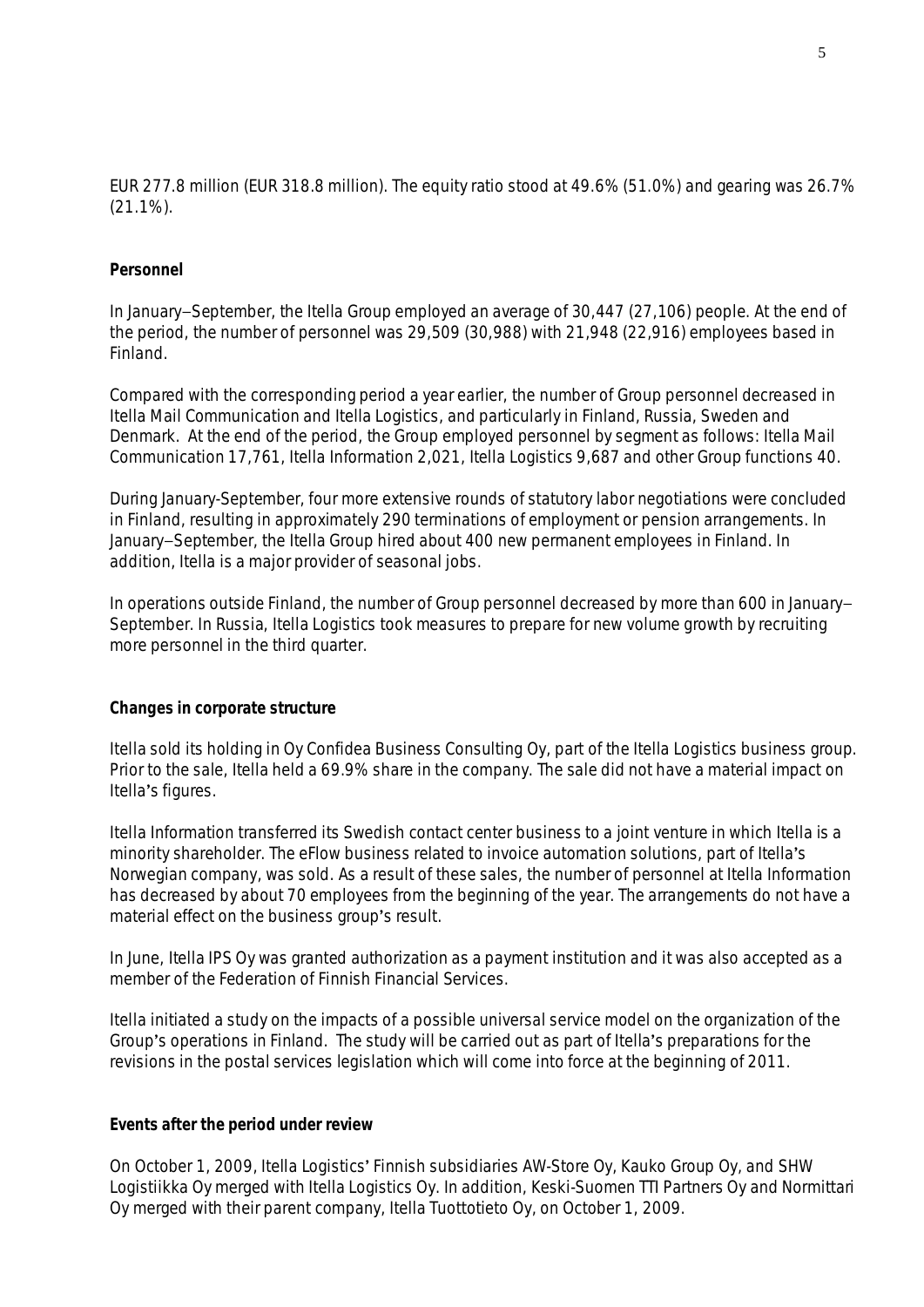EUR 277.8 million (EUR 318.8 million). The equity ratio stood at 49.6% (51.0%) and gearing was 26.7% (21.1%).

**Personnel**

In January−September, the Itella Group employed an average of 30,447 (27,106) people. At the end of the period, the number of personnel was 29,509 (30,988) with 21,948 (22,916) employees based in Finland.

Compared with the corresponding period a year earlier, the number of Group personnel decreased in Itella Mail Communication and Itella Logistics, and particularly in Finland, Russia, Sweden and Denmark. At the end of the period, the Group employed personnel by segment as follows: Itella Mail Communication 17,761, Itella Information 2,021, Itella Logistics 9,687 and other Group functions 40.

During January-September, four more extensive rounds of statutory labor negotiations were concluded in Finland, resulting in approximately 290 terminations of employment or pension arrangements. In January−September, the Itella Group hired about 400 new permanent employees in Finland. In addition, Itella is a major provider of seasonal jobs.

In operations outside Finland, the number of Group personnel decreased by more than 600 in January−September. In Russia, Itella Logistics took measures to prepare for new volume growth by recruiting more personnel in the third quarter.

**Changes in corporate structure**

Itella sold its holding in Oy Confidea Business Consulting Oy, part of the Itella Logistics business group. Prior to the sale, Itella held a 69.9% share in the company. The sale did not have a material impact on Itella's figures.

Itella Information transferred its Swedish contact center business to a joint venture in which Itella is a minority shareholder. The eFlow business related to invoice automation solutions, part of Itella's Norwegian company, was sold. As a result of these sales, the number of personnel at Itella Information has decreased by about 70 employees from the beginning of the year. The arrangements do not have a material effect on the business group's result.

In June, Itella IPS Oy was granted authorization as a payment institution and it was also accepted as a member of the Federation of Finnish Financial Services.

Itella initiated a study on the impacts of a possible universal service model on the organization of the Group's operations in Finland. The study will be carried out as part of Itella's preparations for the revisions in the postal services legislation which will come into force at the beginning of 2011.

**Events after the period under review**

On October 1, 2009, Itella Logistics' Finnish subsidiaries AW-Store Oy, Kauko Group Oy, and SHW Logistiikka Oy merged with Itella Logistics Oy. In addition, Keski-Suomen TTI Partners Oy and Normittari Oy merged with their parent company, Itella Tuottotieto Oy, on October 1, 2009.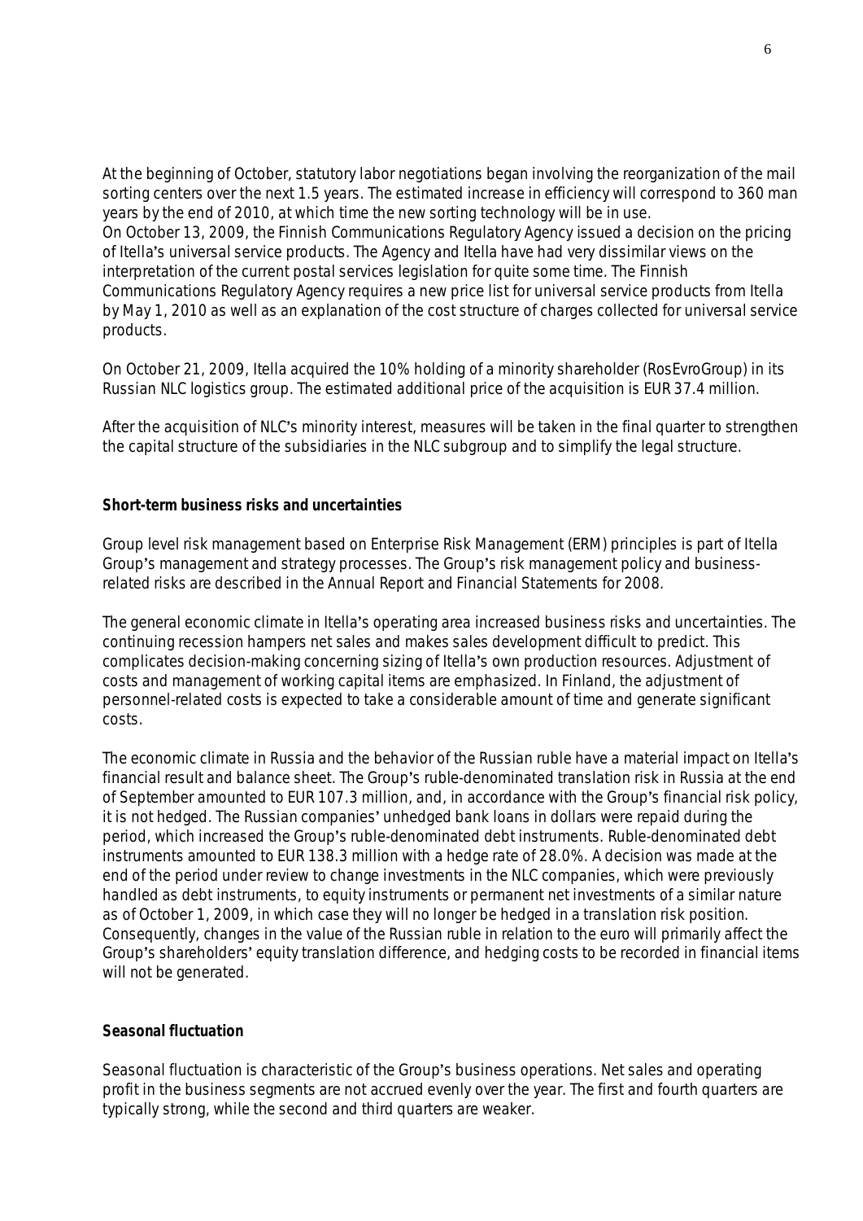At the beginning of October, statutory labor negotiations began involving the reorganization of the mail sorting centers over the next 1.5 years. The estimated increase in efficiency will correspond to 360 man years by the end of 2010, at which time the new sorting technology will be in use.
On October 13, 2009, the Finnish Communications Regulatory Agency issued a decision on the pricing of Itella's universal service products. The Agency and Itella have had very dissimilar views on the interpretation of the current postal services legislation for quite some time. The Finnish Communications Regulatory Agency requires a new price list for universal service products from Itella by May 1, 2010 as well as an explanation of the cost structure of charges collected for universal service products.

On October 21, 2009, Itella acquired the 10% holding of a minority shareholder (RosEvroGroup) in its Russian NLC logistics group. The estimated additional price of the acquisition is EUR 37.4 million.

After the acquisition of NLC's minority interest, measures will be taken in the final quarter to strengthen the capital structure of the subsidiaries in the NLC subgroup and to simplify the legal structure.

**Short-term business risks and uncertainties**

Group level risk management based on Enterprise Risk Management (ERM) principles is part of Itella Group's management and strategy processes. The Group's risk management policy and business-related risks are described in the Annual Report and Financial Statements for 2008.

The general economic climate in Itella's operating area increased business risks and uncertainties. The continuing recession hampers net sales and makes sales development difficult to predict. This complicates decision-making concerning sizing of Itella's own production resources. Adjustment of costs and management of working capital items are emphasized. In Finland, the adjustment of personnel-related costs is expected to take a considerable amount of time and generate significant costs.

The economic climate in Russia and the behavior of the Russian ruble have a material impact on Itella's financial result and balance sheet. The Group's ruble-denominated translation risk in Russia at the end of September amounted to EUR 107.3 million, and, in accordance with the Group's financial risk policy, it is not hedged. The Russian companies' unhedged bank loans in dollars were repaid during the period, which increased the Group's ruble-denominated debt instruments. Ruble-denominated debt instruments amounted to EUR 138.3 million with a hedge rate of 28.0%. A decision was made at the end of the period under review to change investments in the NLC companies, which were previously handled as debt instruments, to equity instruments or permanent net investments of a similar nature as of October 1, 2009, in which case they will no longer be hedged in a translation risk position. Consequently, changes in the value of the Russian ruble in relation to the euro will primarily affect the Group's shareholders' equity translation difference, and hedging costs to be recorded in financial items will not be generated.

**Seasonal fluctuation**

Seasonal fluctuation is characteristic of the Group's business operations. Net sales and operating profit in the business segments are not accrued evenly over the year. The first and fourth quarters are typically strong, while the second and third quarters are weaker.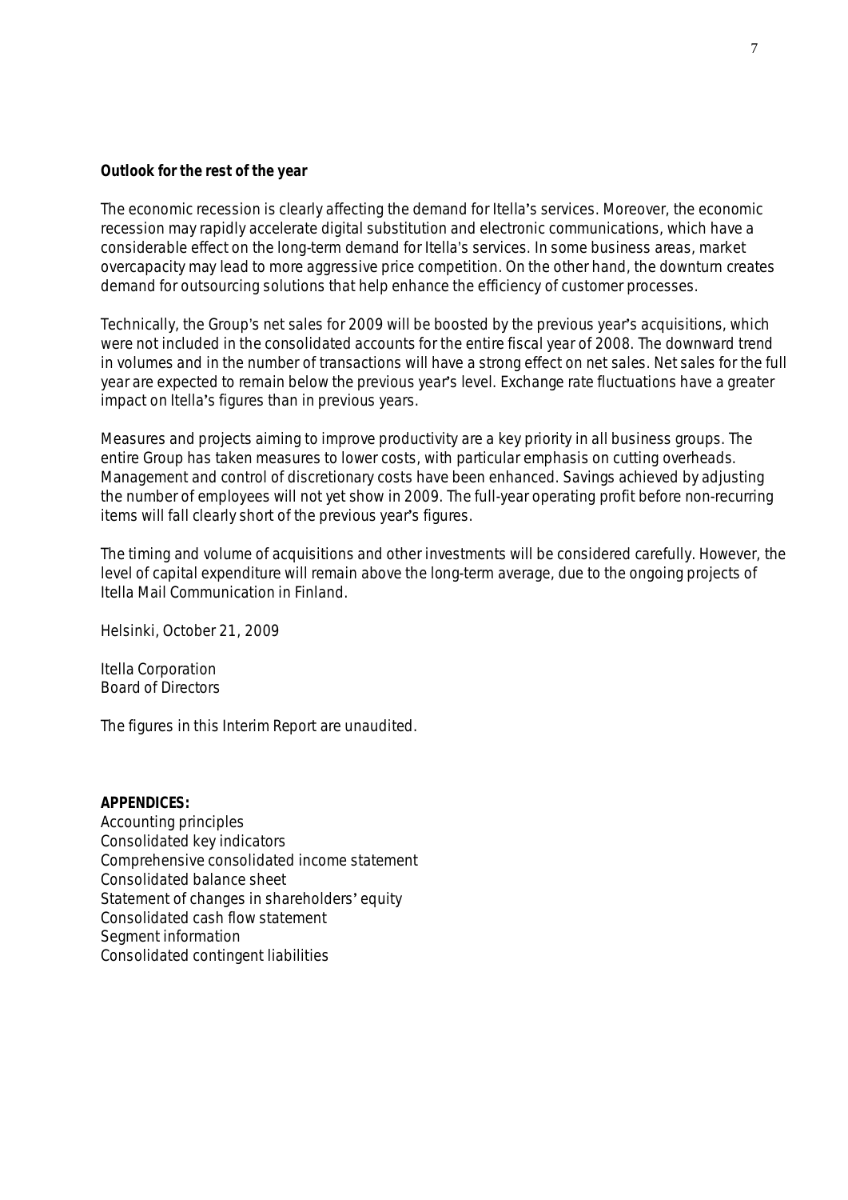**Outlook for the rest of the year**

The economic recession is clearly affecting the demand for Itella's services. Moreover, the economic recession may rapidly accelerate digital substitution and electronic communications, which have a considerable effect on the long-term demand for Itella's services. In some business areas, market overcapacity may lead to more aggressive price competition. On the other hand, the downturn creates demand for outsourcing solutions that help enhance the efficiency of customer processes.

Technically, the Group's net sales for 2009 will be boosted by the previous year's acquisitions, which were not included in the consolidated accounts for the entire fiscal year of 2008. The downward trend in volumes and in the number of transactions will have a strong effect on net sales. Net sales for the full year are expected to remain below the previous year's level. Exchange rate fluctuations have a greater impact on Itella's figures than in previous years.

Measures and projects aiming to improve productivity are a key priority in all business groups. The entire Group has taken measures to lower costs, with particular emphasis on cutting overheads. Management and control of discretionary costs have been enhanced. Savings achieved by adjusting the number of employees will not yet show in 2009. The full-year operating profit before non-recurring items will fall clearly short of the previous year's figures.

The timing and volume of acquisitions and other investments will be considered carefully. However, the level of capital expenditure will remain above the long-term average, due to the ongoing projects of Itella Mail Communication in Finland.

Helsinki, October 21, 2009

Itella Corporation
Board of Directors

The figures in this Interim Report are unaudited.

**APPENDICES:**
Accounting principles
Consolidated key indicators
Comprehensive consolidated income statement
Consolidated balance sheet
Statement of changes in shareholders' equity
Consolidated cash flow statement
Segment information
Consolidated contingent liabilities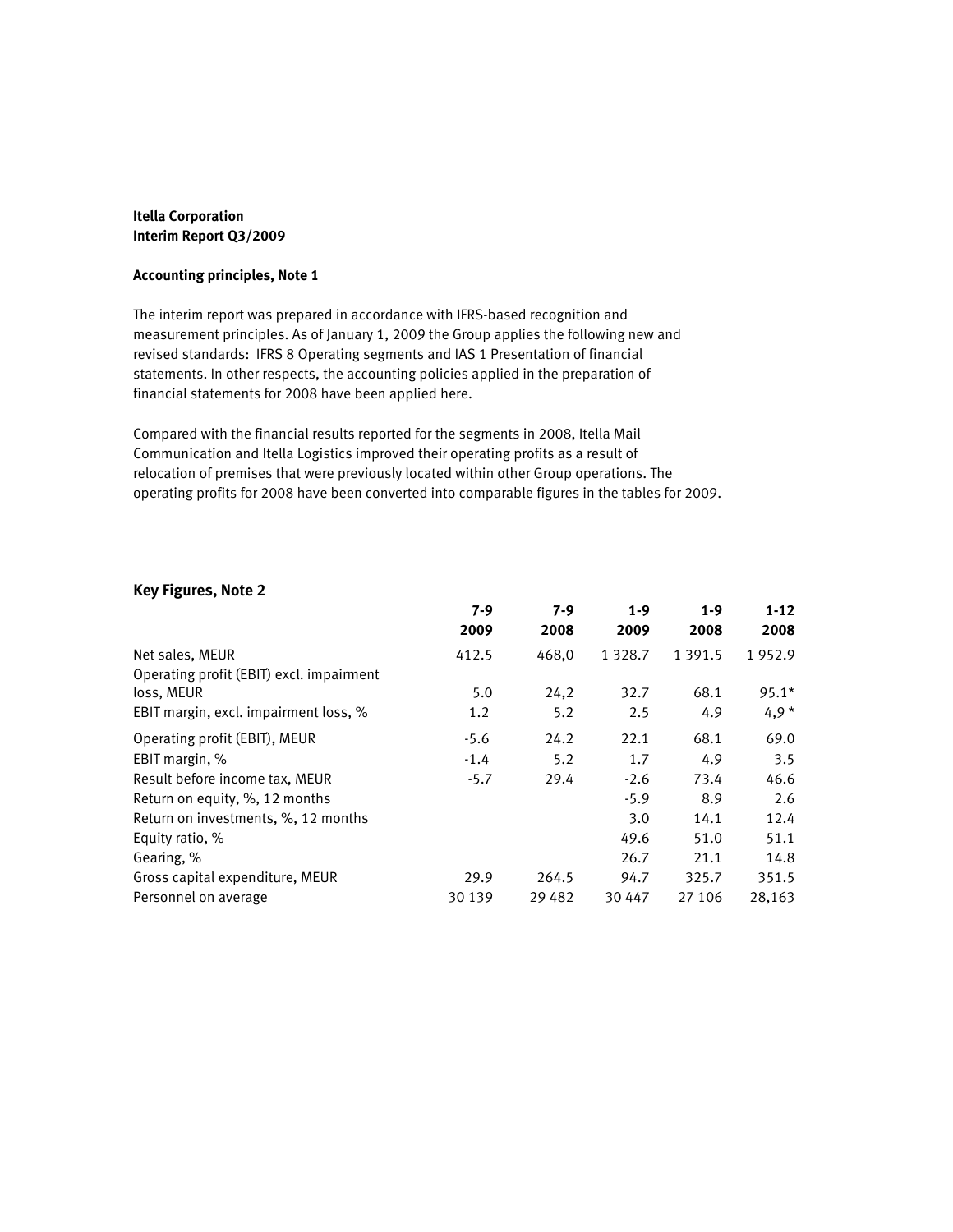**Itella Corporation**
**Interim Report Q3/2009**

**Accounting principles, Note 1**

The interim report was prepared in accordance with IFRS-based recognition and measurement principles. As of January 1, 2009 the Group applies the following new and revised standards: IFRS 8 Operating segments and IAS 1 Presentation of financial statements. In other respects, the accounting policies applied in the preparation of financial statements for 2008 have been applied here.

Compared with the financial results reported for the segments in 2008, Itella Mail Communication and Itella Logistics improved their operating profits as a result of relocation of premises that were previously located within other Group operations. The operating profits for 2008 have been converted into comparable figures in the tables for 2009.

## Key Figures, Note 2

| | 7-9 2009 | 7-9 2008 | 1-9 2009 | 1-9 2008 | 1-12 2008 |
|---|---|---|---|---|---|
| Net sales, MEUR | 412.5 | 468,0 | 1 328.7 | 1 391.5 | 1 952.9 |
| Operating profit (EBIT) excl. impairment loss, MEUR | 5.0 | 24,2 | 32.7 | 68.1 | 95.1* |
| EBIT margin, excl. impairment loss, % | 1.2 | 5.2 | 2.5 | 4.9 | 4,9 * |
| Operating profit (EBIT), MEUR | -5.6 | 24.2 | 22.1 | 68.1 | 69.0 |
| EBIT margin, % | -1.4 | 5.2 | 1.7 | 4.9 | 3.5 |
| Result before income tax, MEUR | -5.7 | 29.4 | -2.6 | 73.4 | 46.6 |
| Return on equity, %, 12 months | | | -5.9 | 8.9 | 2.6 |
| Return on investments, %, 12 months | | | 3.0 | 14.1 | 12.4 |
| Equity ratio, % | | | 49.6 | 51.0 | 51.1 |
| Gearing, % | | | 26.7 | 21.1 | 14.8 |
| Gross capital expenditure, MEUR | 29.9 | 264.5 | 94.7 | 325.7 | 351.5 |
| Personnel on average | 30 139 | 29 482 | 30 447 | 27 106 | 28,163 |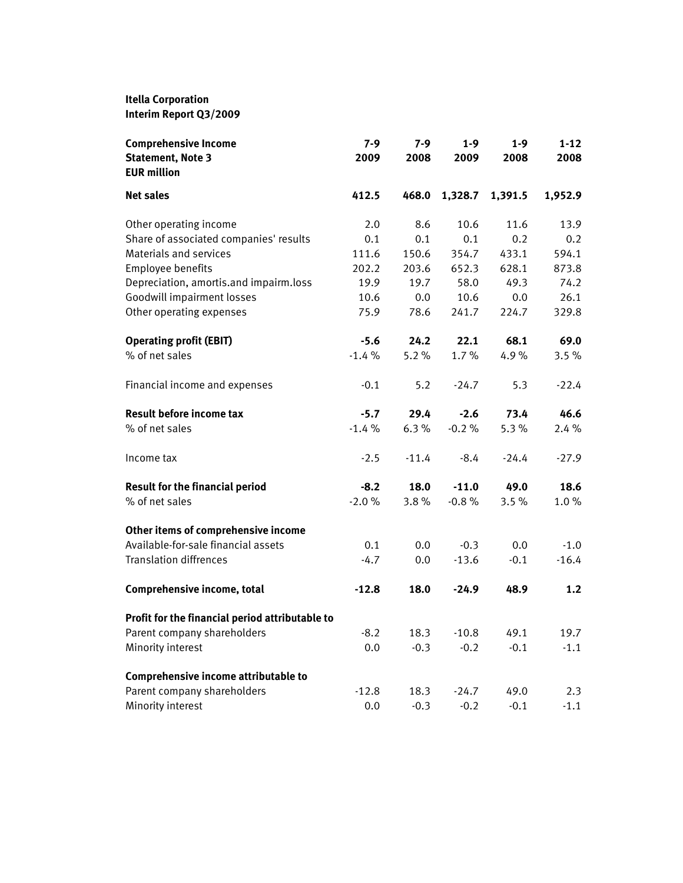**Itella Corporation**
**Interim Report Q3/2009**

| **Comprehensive Income Statement, Note 3 EUR million** | **7-9 2009** | **7-9 2008** | **1-9 2009** | **1-9 2008** | **1-12 2008** |
|---|---|---|---|---|---|
| **Net sales** | **412.5** | **468.0** | **1,328.7** | **1,391.5** | **1,952.9** |
| | | | | | |
| Other operating income | 2.0 | 8.6 | 10.6 | 11.6 | 13.9 |
| Share of associated companies' results | 0.1 | 0.1 | 0.1 | 0.2 | 0.2 |
| Materials and services | 111.6 | 150.6 | 354.7 | 433.1 | 594.1 |
| Employee benefits | 202.2 | 203.6 | 652.3 | 628.1 | 873.8 |
| Depreciation, amortis.and impairm.loss | 19.9 | 19.7 | 58.0 | 49.3 | 74.2 |
| Goodwill impairment losses | 10.6 | 0.0 | 10.6 | 0.0 | 26.1 |
| Other operating expenses | 75.9 | 78.6 | 241.7 | 224.7 | 329.8 |
| | | | | | |
| **Operating profit (EBIT)** | **-5.6** | **24.2** | **22.1** | **68.1** | **69.0** |
| % of net sales | -1.4 % | 5.2 % | 1.7 % | 4.9 % | 3.5 % |
| | | | | | |
| Financial income and expenses | -0.1 | 5.2 | -24.7 | 5.3 | -22.4 |
| | | | | | |
| **Result before income tax** | **-5.7** | **29.4** | **-2.6** | **73.4** | **46.6** |
| % of net sales | -1.4 % | 6.3 % | -0.2 % | 5.3 % | 2.4 % |
| | | | | | |
| Income tax | -2.5 | -11.4 | -8.4 | -24.4 | -27.9 |
| | | | | | |
| **Result for the financial period** | **-8.2** | **18.0** | **-11.0** | **49.0** | **18.6** |
| % of net sales | -2.0 % | 3.8 % | -0.8 % | 3.5 % | 1.0 % |
| | | | | | |
| **Other items of comprehensive income** | | | | | |
| Available-for-sale financial assets | 0.1 | 0.0 | -0.3 | 0.0 | -1.0 |
| Translation diffrences | -4.7 | 0.0 | -13.6 | -0.1 | -16.4 |
| | | | | | |
| **Comprehensive income, total** | **-12.8** | **18.0** | **-24.9** | **48.9** | **1.2** |
| | | | | | |
| **Profit for the financial period attributable to** | | | | | |
| Parent company shareholders | -8.2 | 18.3 | -10.8 | 49.1 | 19.7 |
| Minority interest | 0.0 | -0.3 | -0.2 | -0.1 | -1.1 |
| | | | | | |
| **Comprehensive income attributable to** | | | | | |
| Parent company shareholders | -12.8 | 18.3 | -24.7 | 49.0 | 2.3 |
| Minority interest | 0.0 | -0.3 | -0.2 | -0.1 | -1.1 |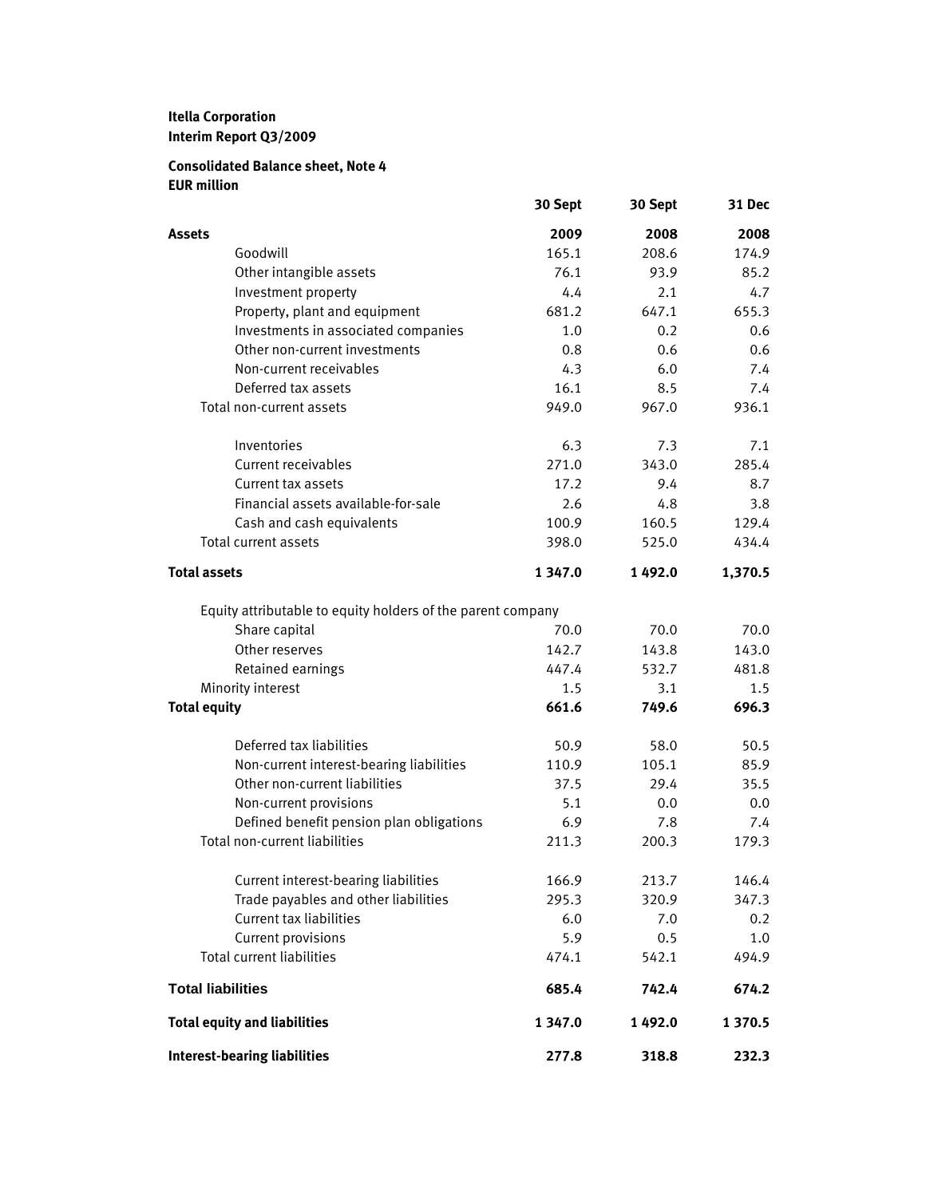**Itella Corporation**
**Interim Report Q3/2009**

**Consolidated Balance sheet, Note 4**
**EUR million**

| | 30 Sept | 30 Sept | 31 Dec |
|---|---|---|---|
| **Assets** | **2009** | **2008** | **2008** |
| Goodwill | 165.1 | 208.6 | 174.9 |
| Other intangible assets | 76.1 | 93.9 | 85.2 |
| Investment property | 4.4 | 2.1 | 4.7 |
| Property, plant and equipment | 681.2 | 647.1 | 655.3 |
| Investments in associated companies | 1.0 | 0.2 | 0.6 |
| Other non-current investments | 0.8 | 0.6 | 0.6 |
| Non-current receivables | 4.3 | 6.0 | 7.4 |
| Deferred tax assets | 16.1 | 8.5 | 7.4 |
| Total non-current assets | 949.0 | 967.0 | 936.1 |
| | | | |
| Inventories | 6.3 | 7.3 | 7.1 |
| Current receivables | 271.0 | 343.0 | 285.4 |
| Current tax assets | 17.2 | 9.4 | 8.7 |
| Financial assets available-for-sale | 2.6 | 4.8 | 3.8 |
| Cash and cash equivalents | 100.9 | 160.5 | 129.4 |
| Total current assets | 398.0 | 525.0 | 434.4 |
| | | | |
| **Total assets** | **1 347.0** | **1 492.0** | **1,370.5** |
| | | | |
| Equity attributable to equity holders of the parent company | | | |
| Share capital | 70.0 | 70.0 | 70.0 |
| Other reserves | 142.7 | 143.8 | 143.0 |
| Retained earnings | 447.4 | 532.7 | 481.8 |
| Minority interest | 1.5 | 3.1 | 1.5 |
| **Total equity** | **661.6** | **749.6** | **696.3** |
| | | | |
| Deferred tax liabilities | 50.9 | 58.0 | 50.5 |
| Non-current interest-bearing liabilities | 110.9 | 105.1 | 85.9 |
| Other non-current liabilities | 37.5 | 29.4 | 35.5 |
| Non-current provisions | 5.1 | 0.0 | 0.0 |
| Defined benefit pension plan obligations | 6.9 | 7.8 | 7.4 |
| Total non-current liabilities | 211.3 | 200.3 | 179.3 |
| | | | |
| Current interest-bearing liabilities | 166.9 | 213.7 | 146.4 |
| Trade payables and other liabilities | 295.3 | 320.9 | 347.3 |
| Current tax liabilities | 6.0 | 7.0 | 0.2 |
| Current provisions | 5.9 | 0.5 | 1.0 |
| Total current liabilities | 474.1 | 542.1 | 494.9 |
| | | | |
| **Total liabilities** | **685.4** | **742.4** | **674.2** |
| | | | |
| **Total equity and liabilities** | **1 347.0** | **1 492.0** | **1 370.5** |
| | | | |
| **Interest-bearing liabilities** | **277.8** | **318.8** | **232.3** |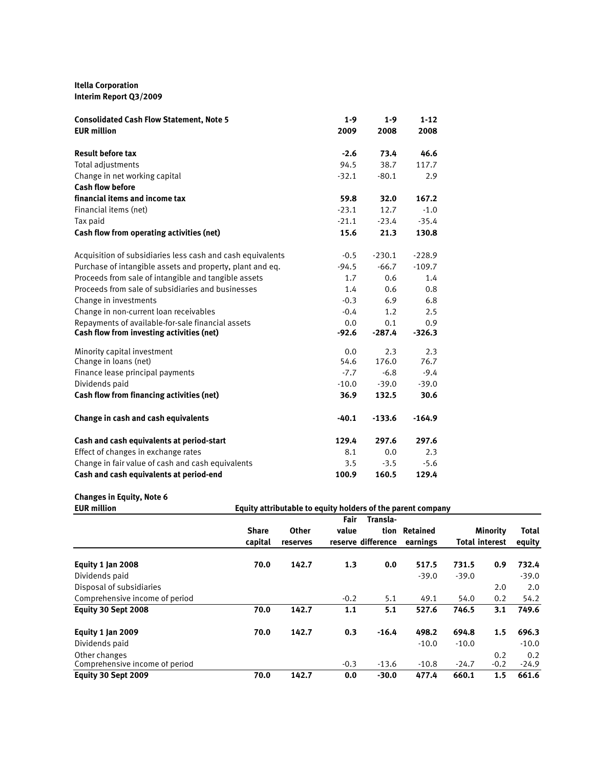**Itella Corporation**
**Interim Report Q3/2009**

| **Consolidated Cash Flow Statement, Note 5**<br>**EUR million** | **1-9**<br>**2009** | **1-9**<br>**2008** | **1-12**<br>**2008** |
|---|---|---|---|
| **Result before tax** | **-2.6** | **73.4** | **46.6** |
| Total adjustments | 94.5 | 38.7 | 117.7 |
| Change in net working capital | -32.1 | -80.1 | 2.9 |
| **Cash flow before financial items and income tax** | **59.8** | **32.0** | **167.2** |
| Financial items (net) | -23.1 | 12.7 | -1.0 |
| Tax paid | -21.1 | -23.4 | -35.4 |
| **Cash flow from operating activities (net)** | **15.6** | **21.3** | **130.8** |
| | | | |
| Acquisition of subsidiaries less cash and cash equivalents | -0.5 | -230.1 | -228.9 |
| Purchase of intangible assets and property, plant and eq. | -94.5 | -66.7 | -109.7 |
| Proceeds from sale of intangible and tangible assets | 1.7 | 0.6 | 1.4 |
| Proceeds from sale of subsidiaries and businesses | 1.4 | 0.6 | 0.8 |
| Change in investments | -0.3 | 6.9 | 6.8 |
| Change in non-current loan receivables | -0.4 | 1.2 | 2.5 |
| Repayments of available-for-sale financial assets | 0.0 | 0.1 | 0.9 |
| **Cash flow from investing activities (net)** | **-92.6** | **-287.4** | **-326.3** |
| | | | |
| Minority capital investment | 0.0 | 2.3 | 2.3 |
| Change in loans (net) | 54.6 | 176.0 | 76.7 |
| Finance lease principal payments | -7.7 | -6.8 | -9.4 |
| Dividends paid | -10.0 | -39.0 | -39.0 |
| **Cash flow from financing activities (net)** | **36.9** | **132.5** | **30.6** |
| | | | |
| **Change in cash and cash equivalents** | **-40.1** | **-133.6** | **-164.9** |
| | | | |
| **Cash and cash equivalents at period-start** | **129.4** | **297.6** | **297.6** |
| Effect of changes in exchange rates | 8.1 | 0.0 | 2.3 |
| Change in fair value of cash and cash equivalents | 3.5 | -3.5 | -5.6 |
| **Cash and cash equivalents at period-end** | **100.9** | **160.5** | **129.4** |

**Changes in Equity, Note 6**

| **EUR million** | **Equity attributable to equity holders of the parent company** | | | | | | | |
|---|---|---|---|---|---|---|---|---|
| | **Share capital** | **Other reserves** | **Fair value reserve** | **Translation difference** | **Retained earnings** | **Total** | **Minority interest** | **Total equity** |
| **Equity 1 Jan 2008** | **70.0** | **142.7** | **1.3** | **0.0** | **517.5** | **731.5** | **0.9** | **732.4** |
| Dividends paid | | | | | -39.0 | -39.0 | | -39.0 |
| Disposal of subsidiaries | | | | | | | 2.0 | 2.0 |
| Comprehensive income of period | | | -0.2 | 5.1 | 49.1 | 54.0 | 0.2 | 54.2 |
| **Equity 30 Sept 2008** | **70.0** | **142.7** | **1.1** | **5.1** | **527.6** | **746.5** | **3.1** | **749.6** |
| | | | | | | | | |
| **Equity 1 Jan 2009** | **70.0** | **142.7** | **0.3** | **-16.4** | **498.2** | **694.8** | **1.5** | **696.3** |
| Dividends paid | | | | | -10.0 | -10.0 | | -10.0 |
| Other changes | | | | | | | 0.2 | 0.2 |
| Comprehensive income of period | | | -0.3 | -13.6 | -10.8 | -24.7 | -0.2 | -24.9 |
| **Equity 30 Sept 2009** | **70.0** | **142.7** | **0.0** | **-30.0** | **477.4** | **660.1** | **1.5** | **661.6** |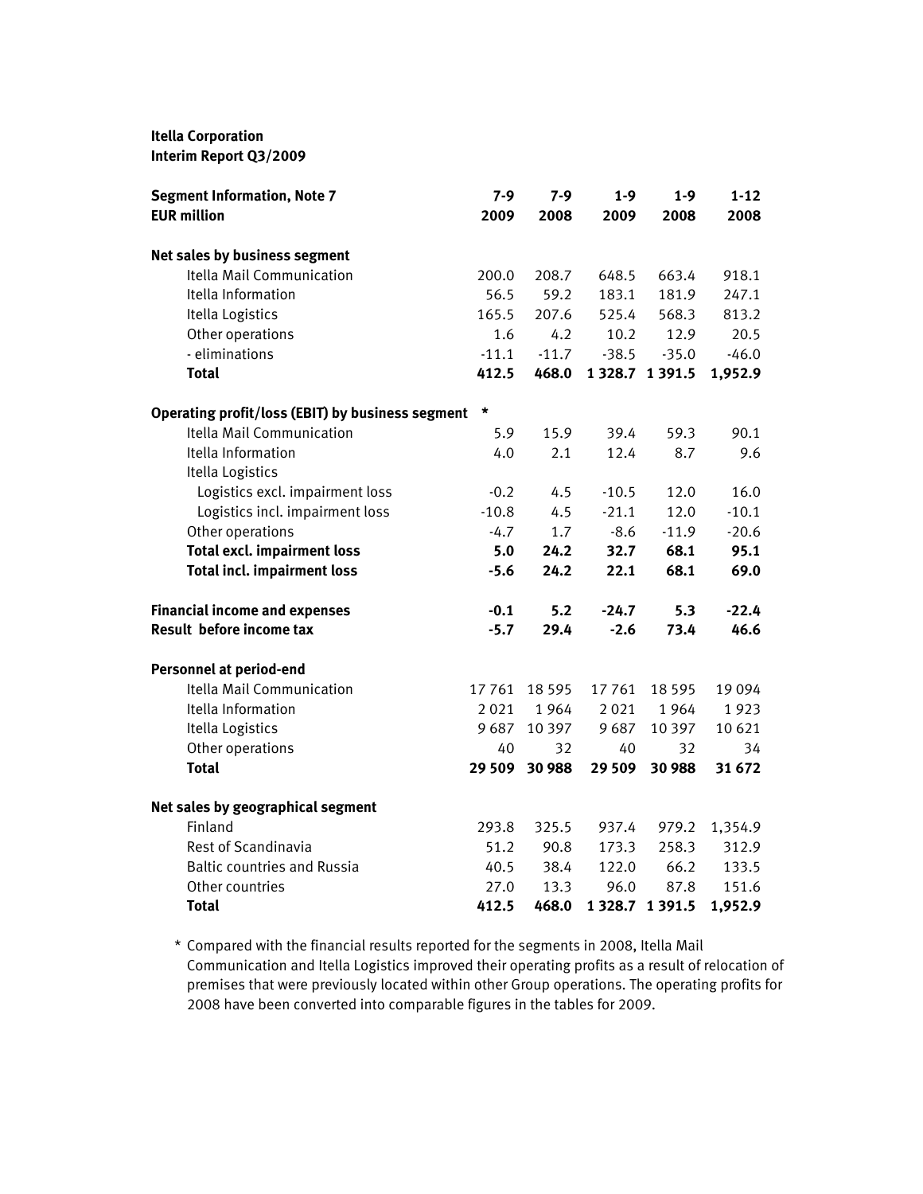**Itella Corporation**
**Interim Report Q3/2009**

| **Segment Information, Note 7** | **7-9** | **7-9** | **1-9** | **1-9** | **1-12** |
|---|---|---|---|---|---|
| **EUR million** | **2009** | **2008** | **2009** | **2008** | **2008** |
| **Net sales by business segment** | | | | | |
| Itella Mail Communication | 200.0 | 208.7 | 648.5 | 663.4 | 918.1 |
| Itella Information | 56.5 | 59.2 | 183.1 | 181.9 | 247.1 |
| Itella Logistics | 165.5 | 207.6 | 525.4 | 568.3 | 813.2 |
| Other operations | 1.6 | 4.2 | 10.2 | 12.9 | 20.5 |
| - eliminations | -11.1 | -11.7 | -38.5 | -35.0 | -46.0 |
| **Total** | **412.5** | **468.0** | **1 328.7** | **1 391.5** | **1,952.9** |
| **Operating profit/loss (EBIT) by business segment** * | | | | | |
| Itella Mail Communication | 5.9 | 15.9 | 39.4 | 59.3 | 90.1 |
| Itella Information | 4.0 | 2.1 | 12.4 | 8.7 | 9.6 |
| Itella Logistics | | | | | |
| Logistics excl. impairment loss | -0.2 | 4.5 | -10.5 | 12.0 | 16.0 |
| Logistics incl. impairment loss | -10.8 | 4.5 | -21.1 | 12.0 | -10.1 |
| Other operations | -4.7 | 1.7 | -8.6 | -11.9 | -20.6 |
| **Total excl. impairment loss** | **5.0** | **24.2** | **32.7** | **68.1** | **95.1** |
| **Total incl. impairment loss** | **-5.6** | **24.2** | **22.1** | **68.1** | **69.0** |
| **Financial income and expenses** | **-0.1** | **5.2** | **-24.7** | **5.3** | **-22.4** |
| **Result before income tax** | **-5.7** | **29.4** | **-2.6** | **73.4** | **46.6** |
| **Personnel at period-end** | | | | | |
| Itella Mail Communication | 17 761 | 18 595 | 17 761 | 18 595 | 19 094 |
| Itella Information | 2 021 | 1 964 | 2 021 | 1 964 | 1 923 |
| Itella Logistics | 9 687 | 10 397 | 9 687 | 10 397 | 10 621 |
| Other operations | 40 | 32 | 40 | 32 | 34 |
| **Total** | **29 509** | **30 988** | **29 509** | **30 988** | **31 672** |
| **Net sales by geographical segment** | | | | | |
| Finland | 293.8 | 325.5 | 937.4 | 979.2 | 1,354.9 |
| Rest of Scandinavia | 51.2 | 90.8 | 173.3 | 258.3 | 312.9 |
| Baltic countries and Russia | 40.5 | 38.4 | 122.0 | 66.2 | 133.5 |
| Other countries | 27.0 | 13.3 | 96.0 | 87.8 | 151.6 |
| **Total** | **412.5** | **468.0** | **1 328.7** | **1 391.5** | **1,952.9** |

* Compared with the financial results reported for the segments in 2008, Itella Mail Communication and Itella Logistics improved their operating profits as a result of relocation of premises that were previously located within other Group operations. The operating profits for 2008 have been converted into comparable figures in the tables for 2009.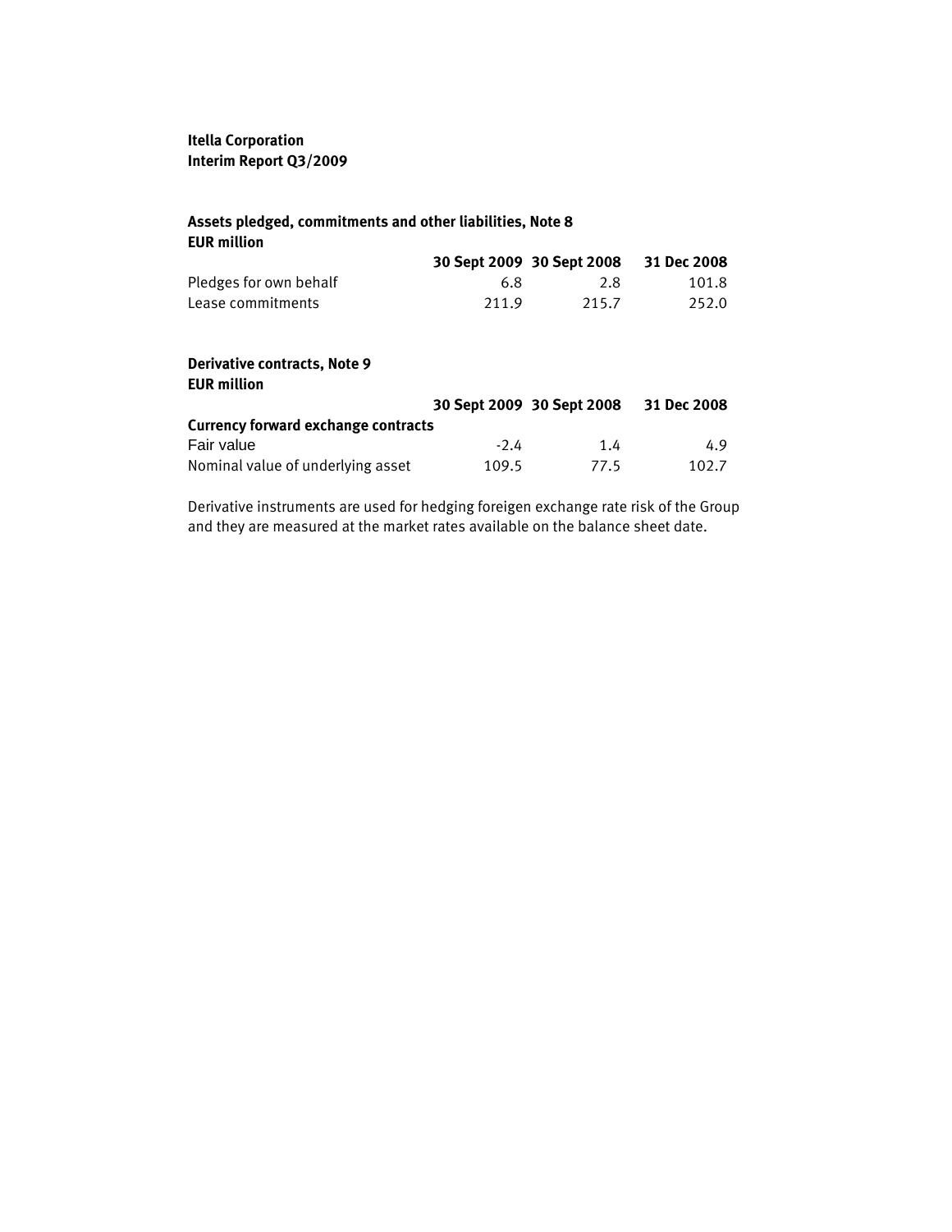**Itella Corporation**
**Interim Report Q3/2009**

**Assets pledged, commitments and other liabilities, Note 8**
**EUR million**

| | 30 Sept 2009 | 30 Sept 2008 | 31 Dec 2008 |
|---|---|---|---|
| Pledges for own behalf | 6.8 | 2.8 | 101.8 |
| Lease commitments | 211.9 | 215.7 | 252.0 |

**Derivative contracts, Note 9**
**EUR million**

| | 30 Sept 2009 | 30 Sept 2008 | 31 Dec 2008 |
|---|---|---|---|
| **Currency forward exchange contracts** | | | |
| Fair value | -2.4 | 1.4 | 4.9 |
| Nominal value of underlying asset | 109.5 | 77.5 | 102.7 |

Derivative instruments are used for hedging foreigen exchange rate risk of the Group and they are measured at the market rates available on the balance sheet date.